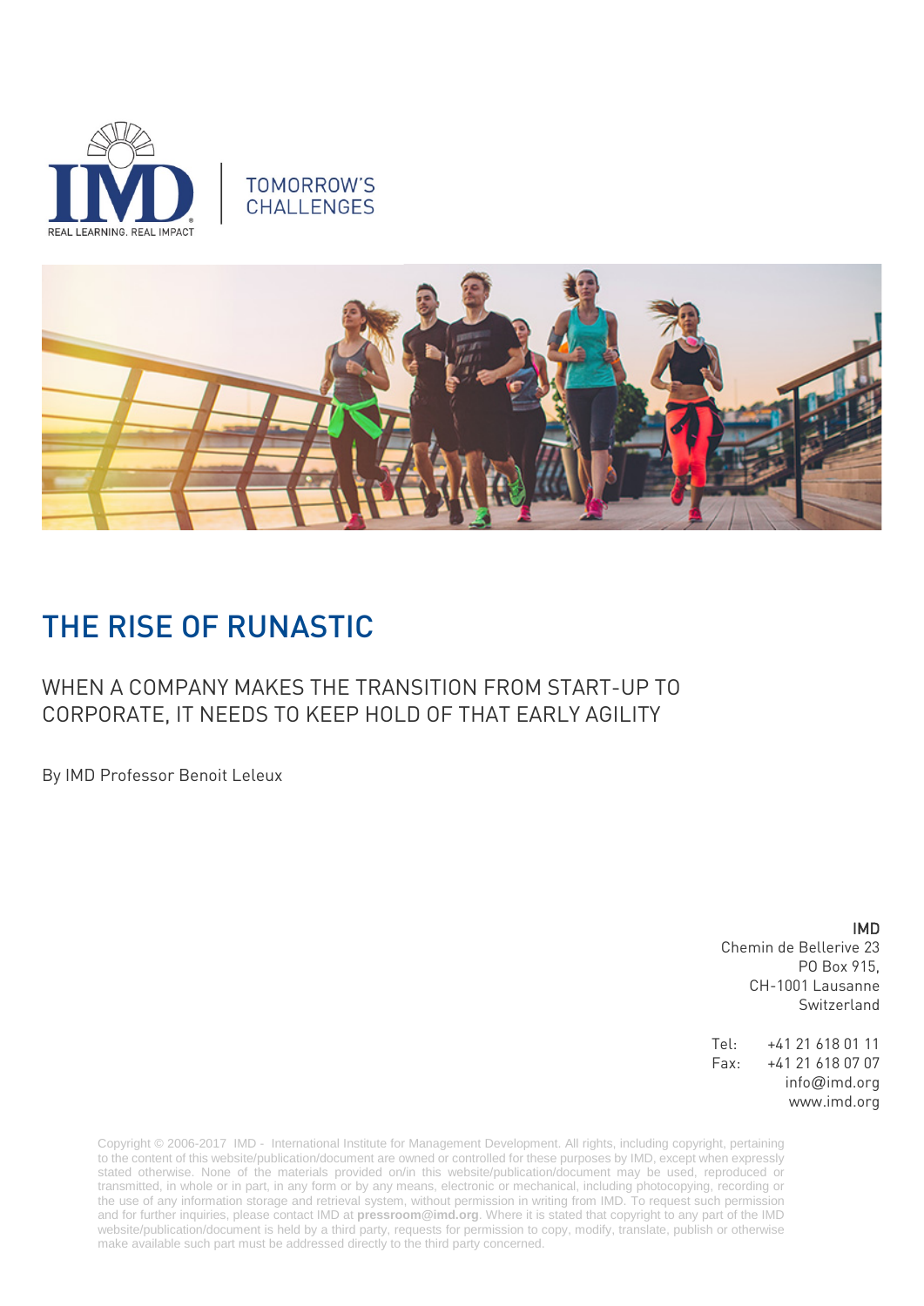TOMORROW'S CHALLENGES

# THE RISE OF RUNASTIC

## WHEN A COMPANY MAKES THE TRANSITION FROM START-UP TO CORPORATE, IT NEEDS TO KEEP HOLD OF THAT EARLY AGILITY

By IMD Professor Benoit Leleux

**IMD**
Chemin de Bellerive 23
PO Box 915,
CH-1001 Lausanne
Switzerland

Tel: +41 21 618 01 11
Fax: +41 21 618 07 07
info@imd.org
www.imd.org

Copyright © 2006-2017 IMD - International Institute for Management Development. All rights, including copyright, pertaining to the content of this website/publication/document are owned or controlled for these purposes by IMD, except when expressly stated otherwise. None of the materials provided on/in this website/publication/document may be used, reproduced or transmitted, in whole or in part, in any form or by any means, electronic or mechanical, including photocopying, recording or the use of any information storage and retrieval system, without permission in writing from IMD. To request such permission and for further inquiries, please contact IMD at **pressroom@imd.org**. Where it is stated that copyright to any part of the IMD website/publication/document is held by a third party, requests for permission to copy, modify, translate, publish or otherwise make available such part must be addressed directly to the third party concerned.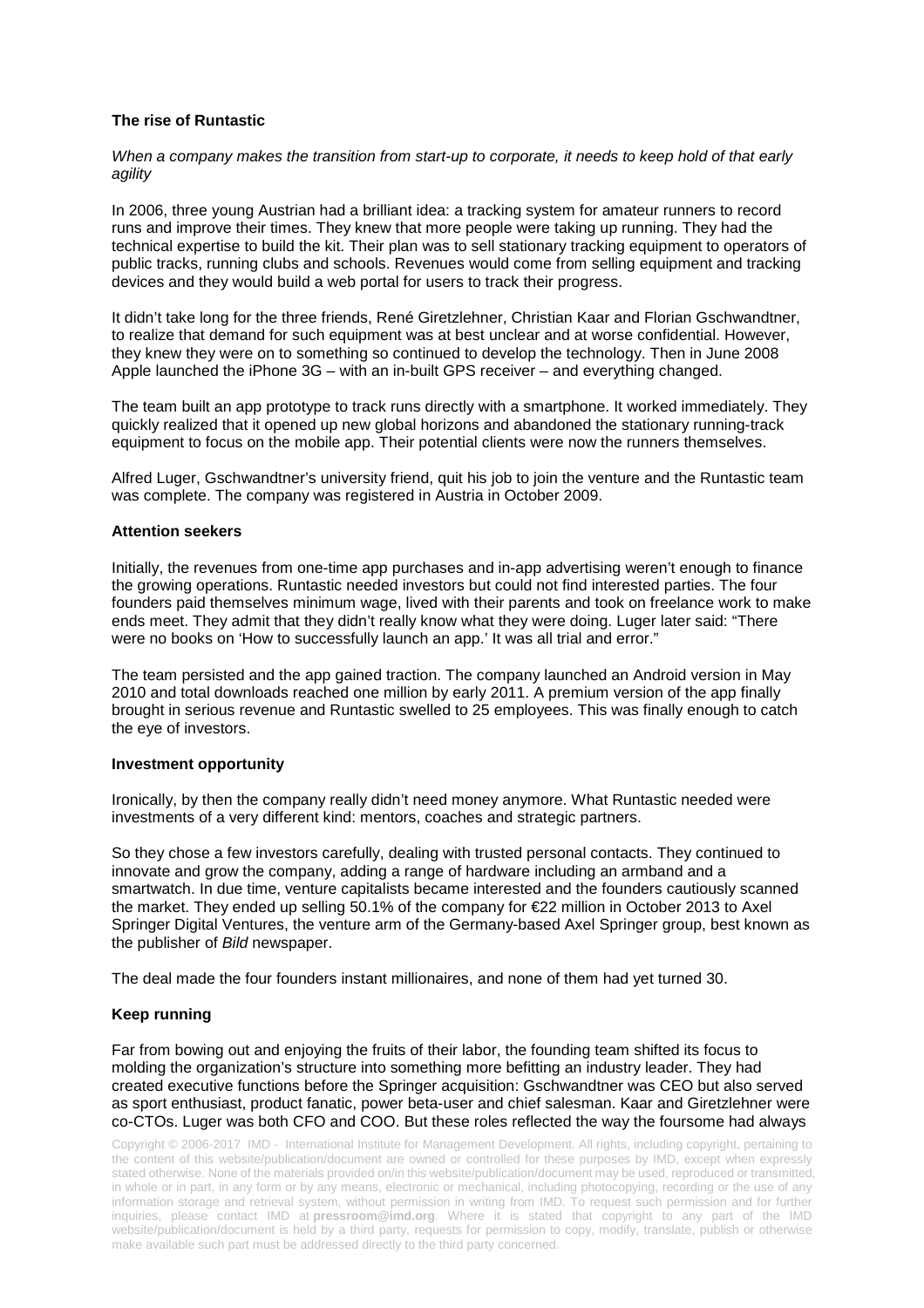**The rise of Runtastic**

*When a company makes the transition from start-up to corporate, it needs to keep hold of that early agility*

In 2006, three young Austrian had a brilliant idea: a tracking system for amateur runners to record runs and improve their times. They knew that more people were taking up running. They had the technical expertise to build the kit. Their plan was to sell stationary tracking equipment to operators of public tracks, running clubs and schools. Revenues would come from selling equipment and tracking devices and they would build a web portal for users to track their progress.

It didn't take long for the three friends, René Giretzlehner, Christian Kaar and Florian Gschwandtner, to realize that demand for such equipment was at best unclear and at worse confidential. However, they knew they were on to something so continued to develop the technology. Then in June 2008 Apple launched the iPhone 3G – with an in-built GPS receiver – and everything changed.

The team built an app prototype to track runs directly with a smartphone. It worked immediately. They quickly realized that it opened up new global horizons and abandoned the stationary running-track equipment to focus on the mobile app. Their potential clients were now the runners themselves.

Alfred Luger, Gschwandtner's university friend, quit his job to join the venture and the Runtastic team was complete. The company was registered in Austria in October 2009.

**Attention seekers**

Initially, the revenues from one-time app purchases and in-app advertising weren't enough to finance the growing operations. Runtastic needed investors but could not find interested parties. The four founders paid themselves minimum wage, lived with their parents and took on freelance work to make ends meet. They admit that they didn't really know what they were doing. Luger later said: "There were no books on 'How to successfully launch an app.' It was all trial and error."

The team persisted and the app gained traction. The company launched an Android version in May 2010 and total downloads reached one million by early 2011. A premium version of the app finally brought in serious revenue and Runtastic swelled to 25 employees. This was finally enough to catch the eye of investors.

**Investment opportunity**

Ironically, by then the company really didn't need money anymore. What Runtastic needed were investments of a very different kind: mentors, coaches and strategic partners.

So they chose a few investors carefully, dealing with trusted personal contacts. They continued to innovate and grow the company, adding a range of hardware including an armband and a smartwatch. In due time, venture capitalists became interested and the founders cautiously scanned the market. They ended up selling 50.1% of the company for €22 million in October 2013 to Axel Springer Digital Ventures, the venture arm of the Germany-based Axel Springer group, best known as the publisher of *Bild* newspaper.

The deal made the four founders instant millionaires, and none of them had yet turned 30.

**Keep running**

Far from bowing out and enjoying the fruits of their labor, the founding team shifted its focus to molding the organization's structure into something more befitting an industry leader. They had created executive functions before the Springer acquisition: Gschwandtner was CEO but also served as sport enthusiast, product fanatic, power beta-user and chief salesman. Kaar and Giretzlehner were co-CTOs. Luger was both CFO and COO. But these roles reflected the way the foursome had always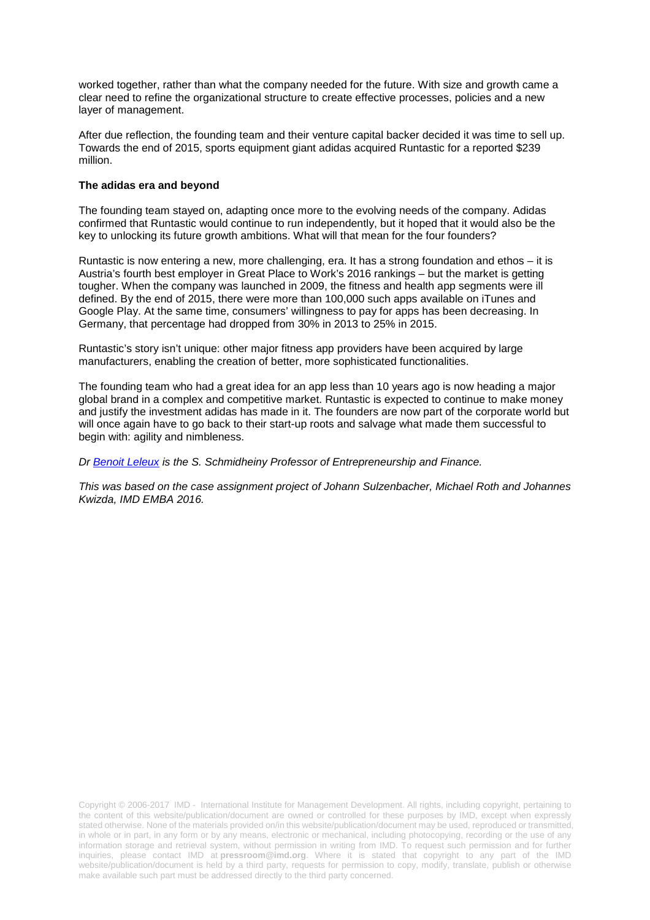worked together, rather than what the company needed for the future. With size and growth came a clear need to refine the organizational structure to create effective processes, policies and a new layer of management.

After due reflection, the founding team and their venture capital backer decided it was time to sell up. Towards the end of 2015, sports equipment giant adidas acquired Runtastic for a reported $239 million.

**The adidas era and beyond**

The founding team stayed on, adapting once more to the evolving needs of the company. Adidas confirmed that Runtastic would continue to run independently, but it hoped that it would also be the key to unlocking its future growth ambitions. What will that mean for the four founders?

Runtastic is now entering a new, more challenging, era. It has a strong foundation and ethos – it is Austria's fourth best employer in Great Place to Work's 2016 rankings – but the market is getting tougher. When the company was launched in 2009, the fitness and health app segments were ill defined. By the end of 2015, there were more than 100,000 such apps available on iTunes and Google Play. At the same time, consumers' willingness to pay for apps has been decreasing. In Germany, that percentage had dropped from 30% in 2013 to 25% in 2015.

Runtastic's story isn't unique: other major fitness app providers have been acquired by large manufacturers, enabling the creation of better, more sophisticated functionalities.

The founding team who had a great idea for an app less than 10 years ago is now heading a major global brand in a complex and competitive market. Runtastic is expected to continue to make money and justify the investment adidas has made in it. The founders are now part of the corporate world but will once again have to go back to their start-up roots and salvage what made them successful to begin with: agility and nimbleness.

*Dr [Benoit Leleux] is the S. Schmidheiny Professor of Entrepreneurship and Finance.*

*This was based on the case assignment project of Johann Sulzenbacher, Michael Roth and Johannes Kwizda, IMD EMBA 2016.*

Copyright © 2006-2017 IMD - International Institute for Management Development. All rights, including copyright, pertaining to the content of this website/publication/document are owned or controlled for these purposes by IMD, except when expressly stated otherwise. None of the materials provided on/in this website/publication/document may be used, reproduced or transmitted, in whole or in part, in any form or by any means, electronic or mechanical, including photocopying, recording or the use of any information storage and retrieval system, without permission in writing from IMD. To request such permission and for further inquiries, please contact IMD at **pressroom@imd.org**. Where it is stated that copyright to any part of the IMD website/publication/document is held by a third party, requests for permission to copy, modify, translate, publish or otherwise make available such part must be addressed directly to the third party concerned.